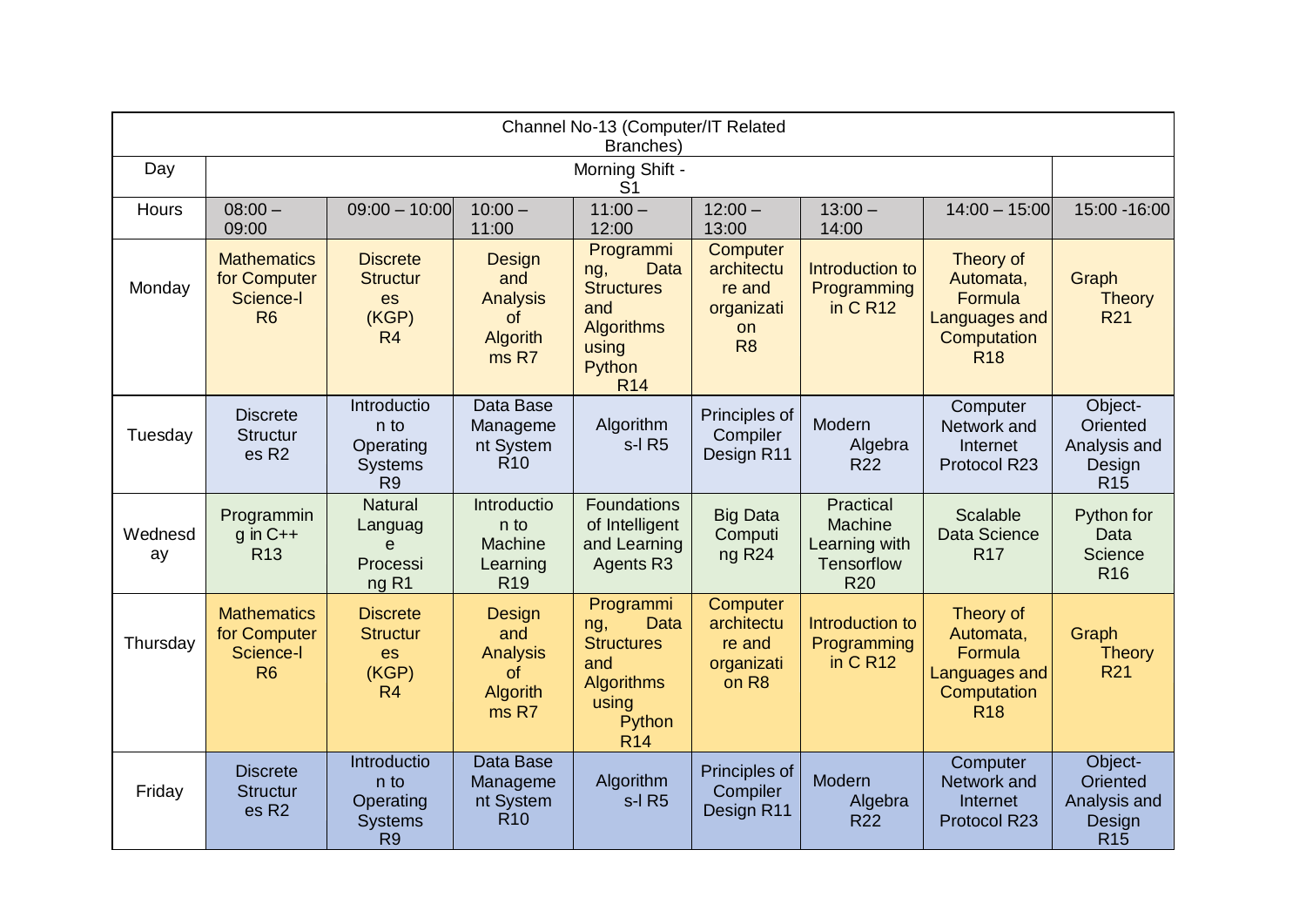| Channel No-13 (Computer/IT Related Branches) | | | | | | | | |
|---|---|---|---|---|---|---|---|---|
| Day | Morning Shift - S1 | | | | | | | |
| Hours | 08:00 – 09:00 | 09:00 – 10:00 | 10:00 – 11:00 | 11:00 – 12:00 | 12:00 – 13:00 | 13:00 – 14:00 | 14:00 – 15:00 | 15:00 -16:00 |
| Monday | Mathematics for Computer Science-I R6 | Discrete Structures (KGP) R4 | Design and Analysis of Algorithms R7 | Programming, Data Structures and Algorithms using Python R14 | Computer architecture and organization R8 | Introduction to Programming in C R12 | Theory of Automata, Formula Languages and Computation R18 | Graph Theory R21 |
| Tuesday | Discrete Structures R2 | Introduction to Operating Systems R9 | Data Base Management System R10 | Algorithms-I R5 | Principles of Compiler Design R11 | Modern Algebra R22 | Computer Network and Internet Protocol R23 | Object-Oriented Analysis and Design R15 |
| Wednesday | Programming in C++ R13 | Natural Language Processing R1 | Introduction to Machine Learning R19 | Foundations of Intelligent and Learning Agents R3 | Big Data Computing R24 | Practical Machine Learning with Tensorflow R20 | Scalable Data Science R17 | Python for Data Science R16 |
| Thursday | Mathematics for Computer Science-I R6 | Discrete Structures (KGP) R4 | Design and Analysis of Algorithms R7 | Programming, Data Structures and Algorithms using Python R14 | Computer architecture and organization R8 | Introduction to Programming in C R12 | Theory of Automata, Formula Languages and Computation R18 | Graph Theory R21 |
| Friday | Discrete Structures R2 | Introduction to Operating Systems R9 | Data Base Management System R10 | Algorithms-I R5 | Principles of Compiler Design R11 | Modern Algebra R22 | Computer Network and Internet Protocol R23 | Object-Oriented Analysis and Design R15 |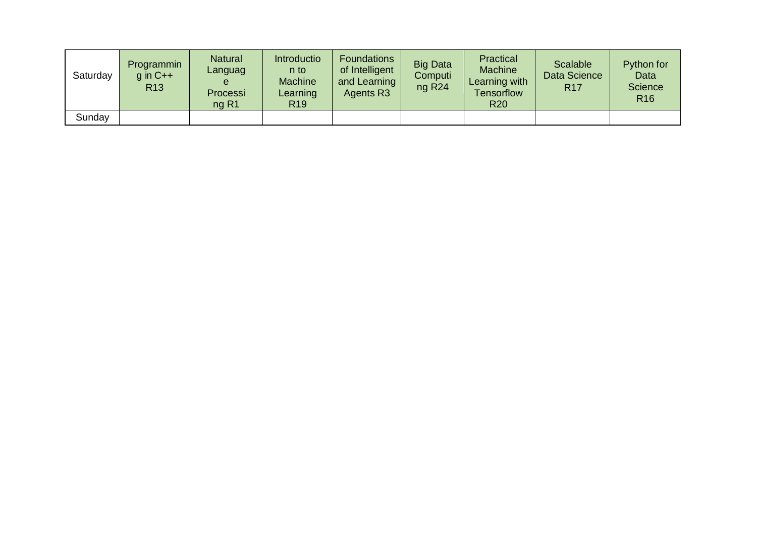| Saturday | Programming in C++ R13 | Natural Language Processing R1 | Introduction to Machine Learning R19 | Foundations of Intelligent and Learning Agents R3 | Big Data Computing R24 | Practical Machine Learning with Tensorflow R20 | Scalable Data Science R17 | Python for Data Science R16 |
|---|---|---|---|---|---|---|---|---|
| Sunday | | | | | | | | |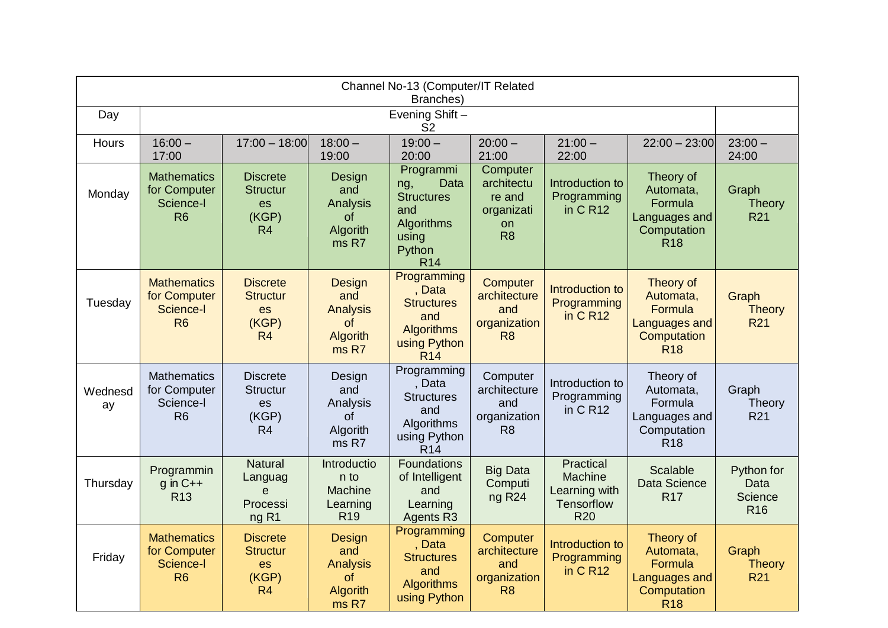| Channel No-13 (Computer/IT Related Branches) | | | | | | | | |
|---|---|---|---|---|---|---|---|---|
| Day | Evening Shift – S2 | | | | | | | |
| Hours | 16:00 – 17:00 | 17:00 – 18:00 | 18:00 – 19:00 | 19:00 – 20:00 | 20:00 – 21:00 | 21:00 – 22:00 | 22:00 – 23:00 | 23:00 – 24:00 |
| Monday | Mathematics for Computer Science-I R6 | Discrete Structures (KGP) R4 | Design and Analysis of Algorithms R7 | Programming, Data Structures and Algorithms using Python R14 | Computer architecture and organization R8 | Introduction to Programming in C R12 | Theory of Automata, Formula Languages and Computation R18 | Graph Theory R21 |
| Tuesday | Mathematics for Computer Science-I R6 | Discrete Structures (KGP) R4 | Design and Analysis of Algorithms R7 | Programming, Data Structures and Algorithms using Python R14 | Computer architecture and organization R8 | Introduction to Programming in C R12 | Theory of Automata, Formula Languages and Computation R18 | Graph Theory R21 |
| Wednesday | Mathematics for Computer Science-I R6 | Discrete Structures (KGP) R4 | Design and Analysis of Algorithms R7 | Programming, Data Structures and Algorithms using Python R14 | Computer architecture and organization R8 | Introduction to Programming in C R12 | Theory of Automata, Formula Languages and Computation R18 | Graph Theory R21 |
| Thursday | Programming in C++ R13 | Natural Language Processing R1 | Introduction to Machine Learning R19 | Foundations of Intelligent and Learning Agents R3 | Big Data Computing R24 | Practical Machine Learning with Tensorflow R20 | Scalable Data Science R17 | Python for Data Science R16 |
| Friday | Mathematics for Computer Science-I R6 | Discrete Structures (KGP) R4 | Design and Analysis of Algorithms R7 | Programming, Data Structures and Algorithms using Python | Computer architecture and organization R8 | Introduction to Programming in C R12 | Theory of Automata, Formula Languages and Computation R18 | Graph Theory R21 |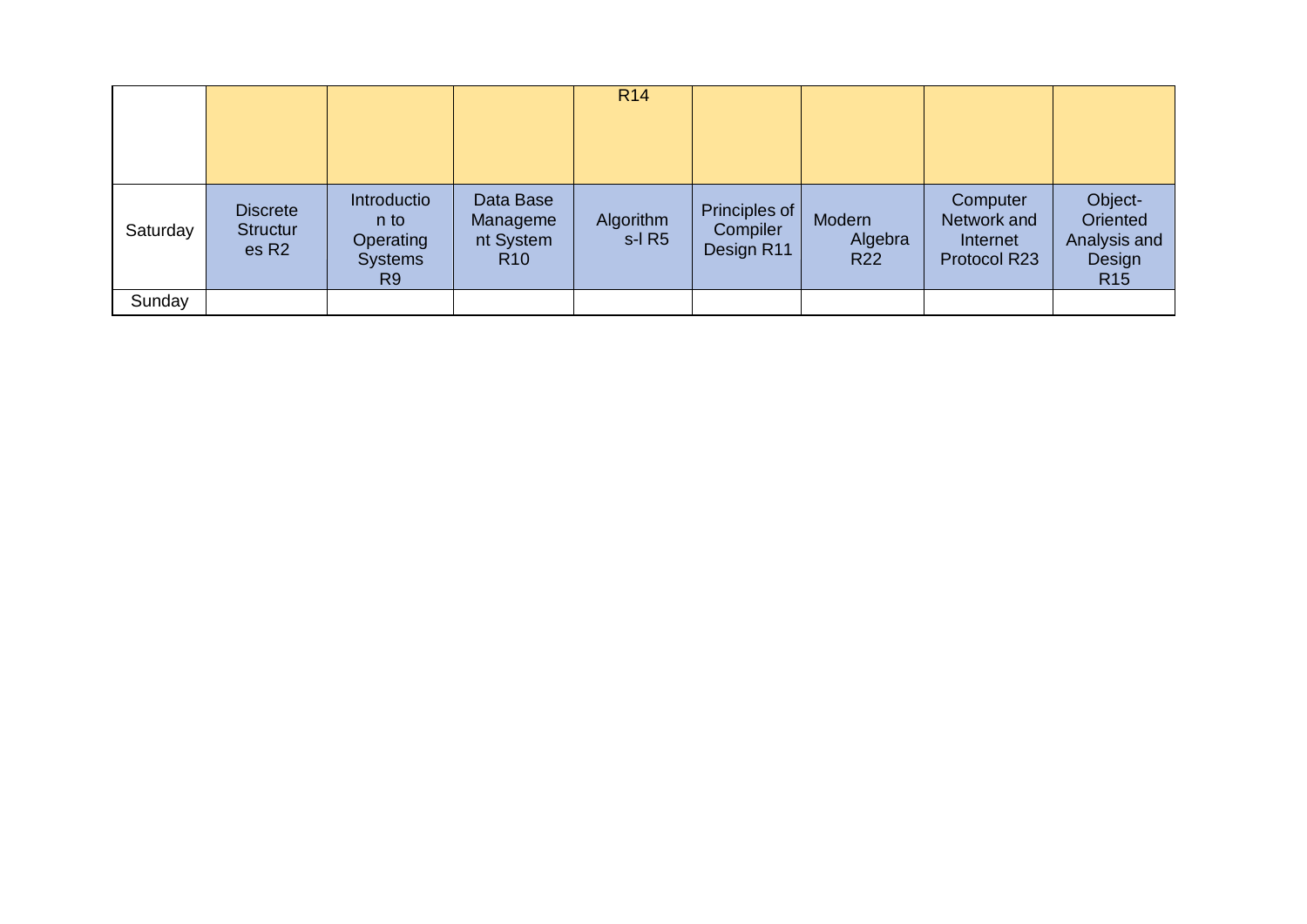| | | | | | | | | |
|---|---|---|---|---|---|---|---|---|
| | | | | R14 | | | | |
| Saturday | Discrete Structures R2 | Introduction to Operating Systems R9 | Data Base Management System R10 | Algorithms-I R5 | Principles of Compiler Design R11 | Modern Algebra R22 | Computer Network and Internet Protocol R23 | Object-Oriented Analysis and Design R15 |
| Sunday | | | | | | | | |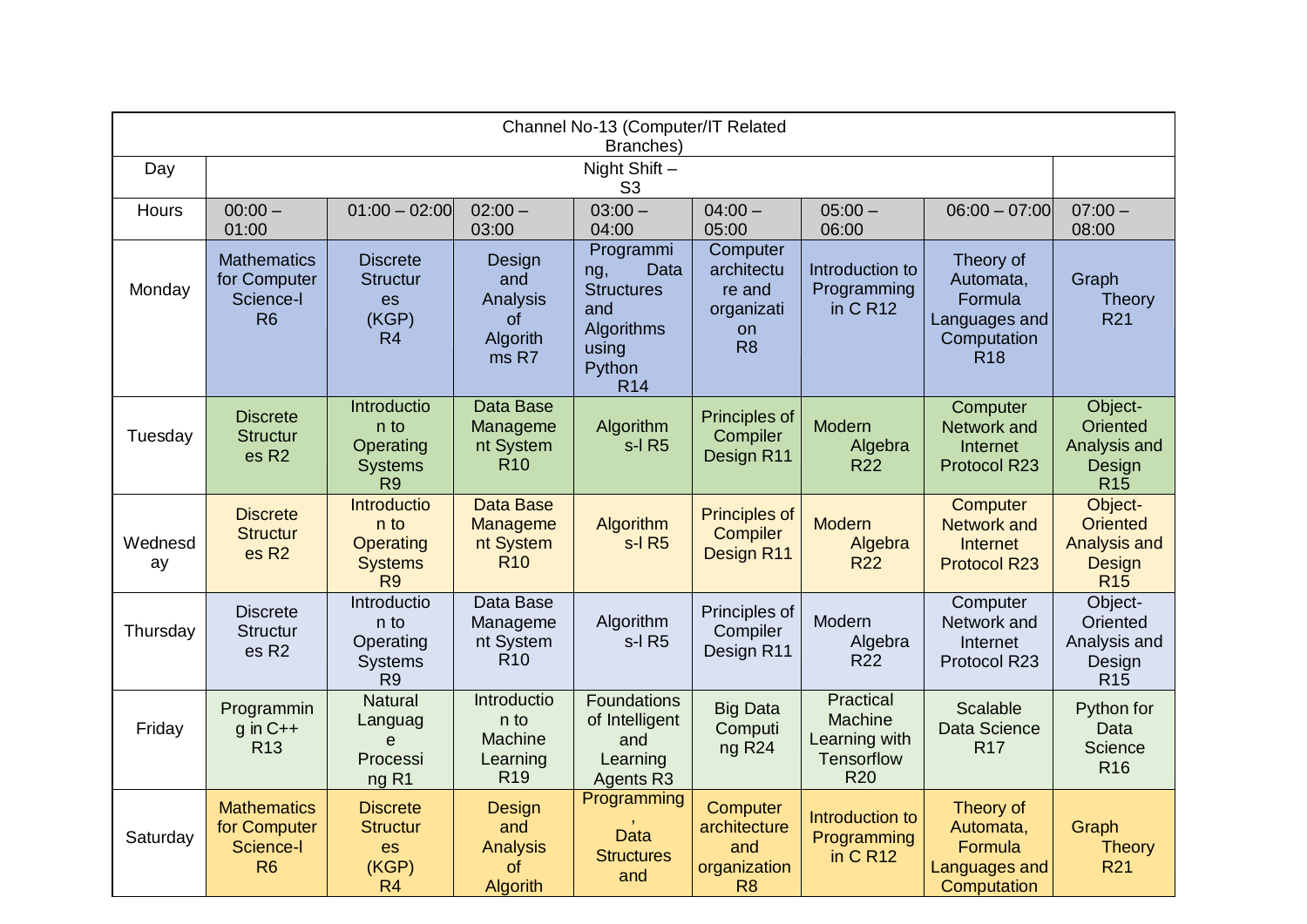| Channel No-13 (Computer/IT Related Branches) | | | | | | | | |
|---|---|---|---|---|---|---|---|---|
| Day | Night Shift – S3 | | | | | | | |
| Hours | 00:00 – 01:00 | 01:00 – 02:00 | 02:00 – 03:00 | 03:00 – 04:00 | 04:00 – 05:00 | 05:00 – 06:00 | 06:00 – 07:00 | 07:00 – 08:00 |
| Monday | Mathematics for Computer Science-I R6 | Discrete Structures (KGP) R4 | Design and Analysis of Algorithms R7 | Programming, Data Structures and Algorithms using Python R14 | Computer architecture and organization R8 | Introduction to Programming in C R12 | Theory of Automata, Formula Languages and Computation R18 | Graph Theory R21 |
| Tuesday | Discrete Structures R2 | Introduction to Operating Systems R9 | Data Base Management System R10 | Algorithms-I R5 | Principles of Compiler Design R11 | Modern Algebra R22 | Computer Network and Internet Protocol R23 | Object-Oriented Analysis and Design R15 |
| Wednesday | Discrete Structures R2 | Introduction to Operating Systems R9 | Data Base Management System R10 | Algorithms-I R5 | Principles of Compiler Design R11 | Modern Algebra R22 | Computer Network and Internet Protocol R23 | Object-Oriented Analysis and Design R15 |
| Thursday | Discrete Structures R2 | Introduction to Operating Systems R9 | Data Base Management System R10 | Algorithms-I R5 | Principles of Compiler Design R11 | Modern Algebra R22 | Computer Network and Internet Protocol R23 | Object-Oriented Analysis and Design R15 |
| Friday | Programming in C++ R13 | Natural Language Processing R1 | Introduction to Machine Learning R19 | Foundations of Intelligent and Learning Agents R3 | Big Data Computing R24 | Practical Machine Learning with Tensorflow R20 | Scalable Data Science R17 | Python for Data Science R16 |
| Saturday | Mathematics for Computer Science-I R6 | Discrete Structures (KGP) R4 | Design and Analysis of Algorith | Programming, Data Structures and | Computer architecture and organization R8 | Introduction to Programming in C R12 | Theory of Automata, Formula Languages and Computation | Graph Theory R21 |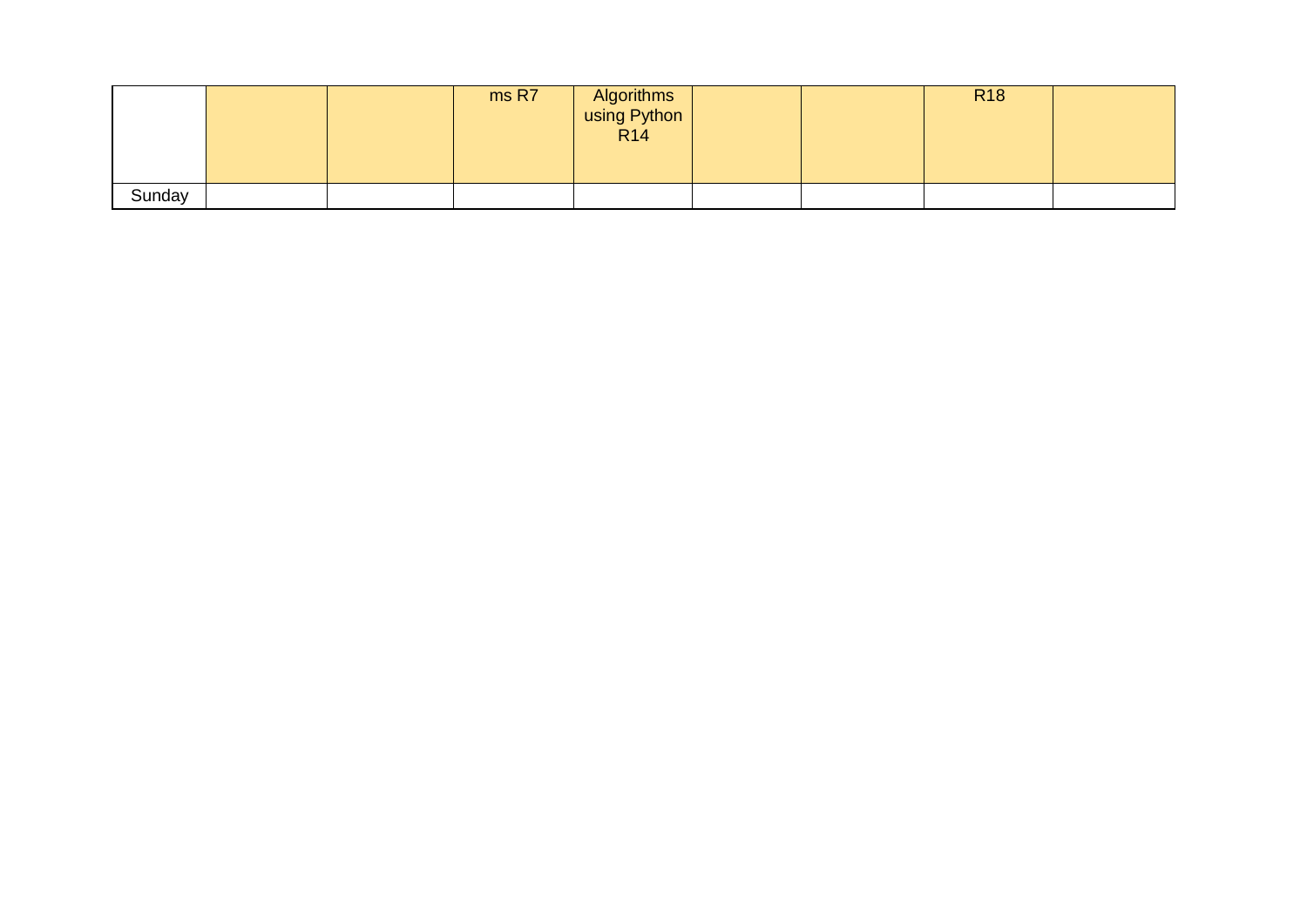| | | | | | | | | |
|---|---|---|---|---|---|---|---|---|
| | | | ms R7 | Algorithms using Python R14 | | | R18 | |
| Sunday | | | | | | | | |